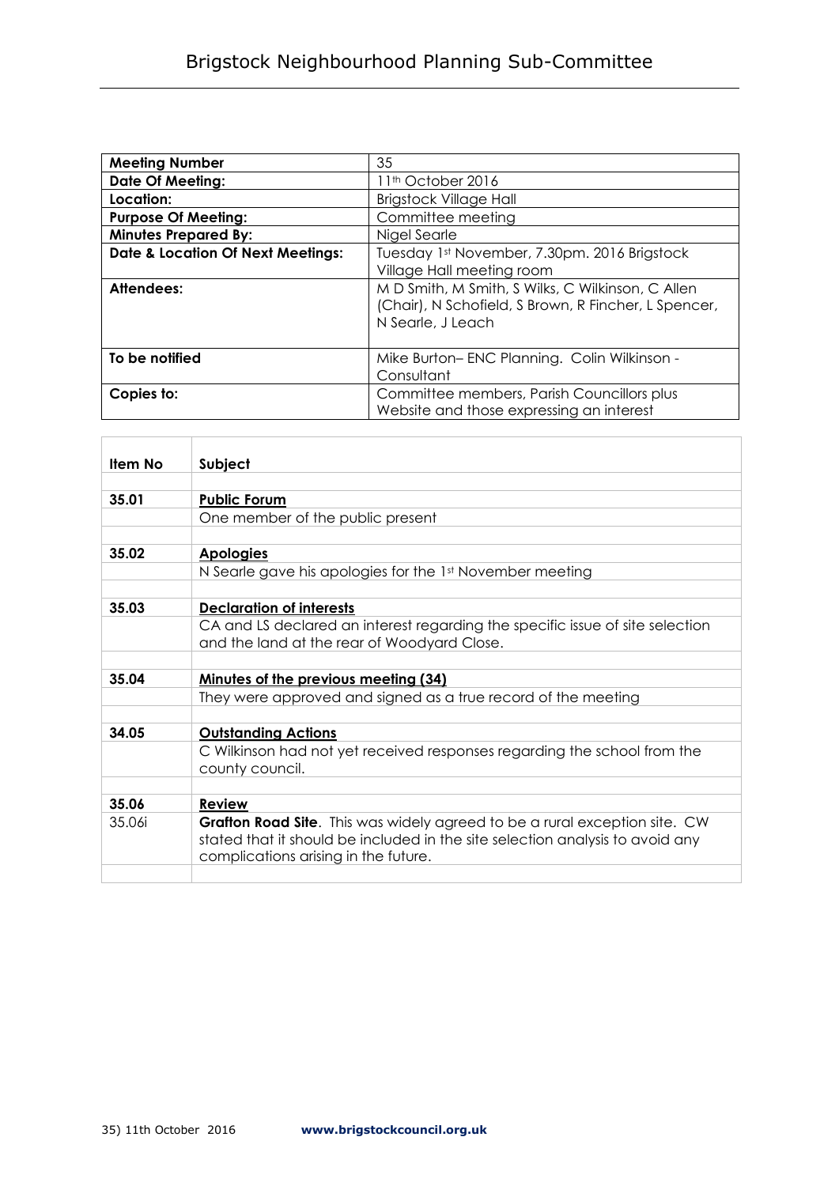# Brigstock Neighbourhood Planning Sub-Committee

| **Meeting Number** | 35 |
|---|---|
| **Date Of Meeting:** | 11th October 2016 |
| **Location:** | Brigstock Village Hall |
| **Purpose Of Meeting:** | Committee meeting |
| **Minutes Prepared By:** | Nigel Searle |
| **Date & Location Of Next Meetings:** | Tuesday 1st November, 7.30pm. 2016 Brigstock Village Hall meeting room |
| **Attendees:** | M D Smith, M Smith, S Wilks, C Wilkinson, C Allen (Chair), N Schofield, S Brown, R Fincher, L Spencer, N Searle, J Leach |
| **To be notified** | Mike Burton– ENC Planning. Colin Wilkinson - Consultant |
| **Copies to:** | Committee members, Parish Councillors plus Website and those expressing an interest |

| **Item No** | **Subject** |
|---|---|
| | |
| **35.01** | **Public Forum** |
| | One member of the public present |
| | |
| **35.02** | **Apologies** |
| | N Searle gave his apologies for the 1st November meeting |
| | |
| **35.03** | **Declaration of interests** |
| | CA and LS declared an interest regarding the specific issue of site selection and the land at the rear of Woodyard Close. |
| | |
| **35.04** | **Minutes of the previous meeting (34)** |
| | They were approved and signed as a true record of the meeting |
| | |
| **34.05** | **Outstanding Actions** |
| | C Wilkinson had not yet received responses regarding the school from the county council. |
| | |
| **35.06** | **Review** |
| 35.06i | **Grafton Road Site**. This was widely agreed to be a rural exception site. CW stated that it should be included in the site selection analysis to avoid any complications arising in the future. |
| | |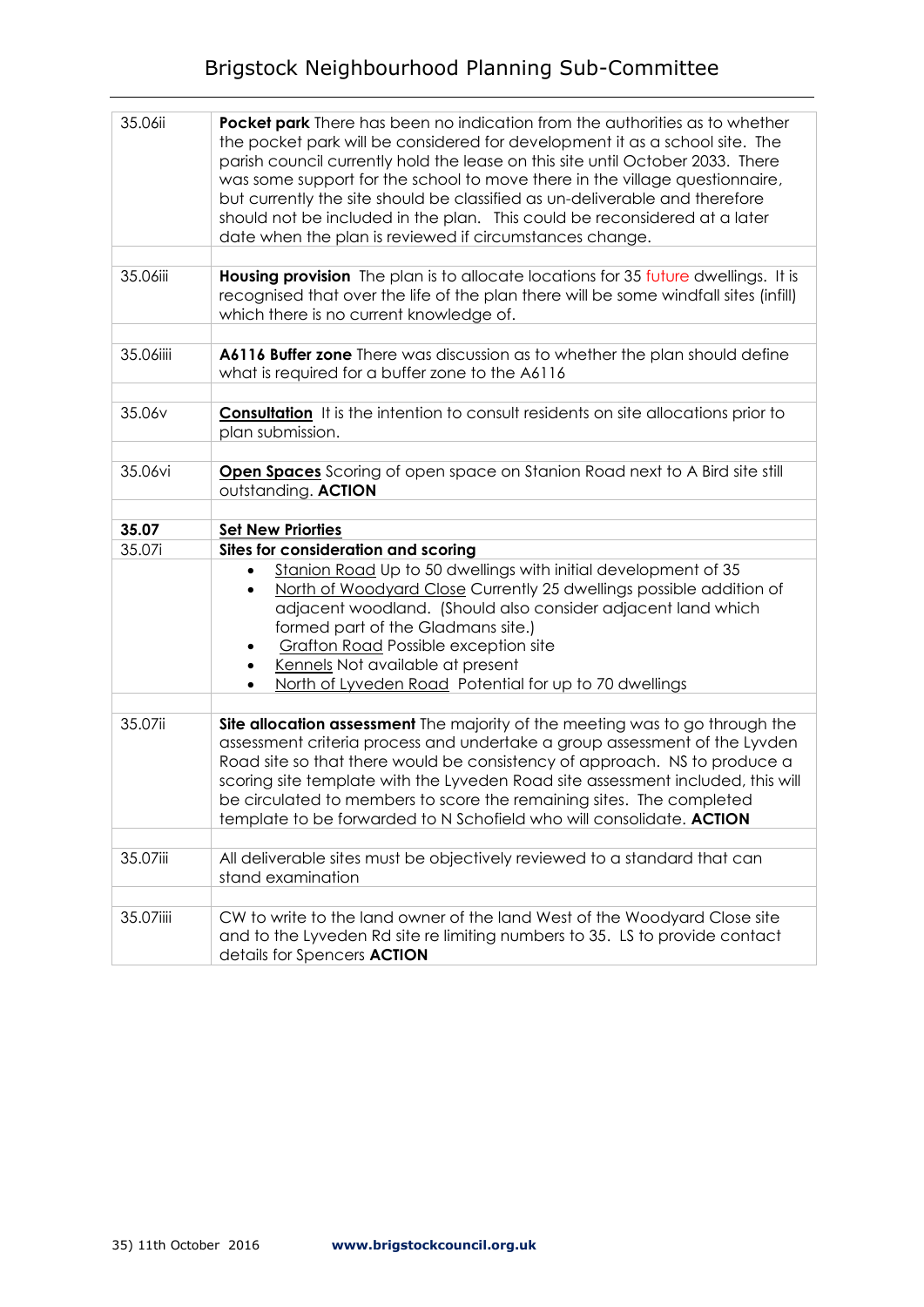| | |
|---|---|
| 35.06ii | **Pocket park** There has been no indication from the authorities as to whether the pocket park will be considered for development it as a school site. The parish council currently hold the lease on this site until October 2033. There was some support for the school to move there in the village questionnaire, but currently the site should be classified as un-deliverable and therefore should not be included in the plan. This could be reconsidered at a later date when the plan is reviewed if circumstances change. |
| | |
| 35.06iii | **Housing provision** The plan is to allocate locations for 35 future dwellings. It is recognised that over the life of the plan there will be some windfall sites (infill) which there is no current knowledge of. |
| | |
| 35.06iiii | **A6116 Buffer zone** There was discussion as to whether the plan should define what is required for a buffer zone to the A6116 |
| | |
| 35.06v | **Consultation** It is the intention to consult residents on site allocations prior to plan submission. |
| | |
| 35.06vi | **Open Spaces** Scoring of open space on Stanion Road next to A Bird site still outstanding. **ACTION** |
| | |
| **35.07** | **Set New Priorties** |
| 35.07i | **Sites for consideration and scoring** |
| | • Stanion Road Up to 50 dwellings with initial development of 35<br>• North of Woodyard Close Currently 25 dwellings possible addition of adjacent woodland. (Should also consider adjacent land which formed part of the Gladmans site.)<br>• Grafton Road Possible exception site<br>• Kennels Not available at present<br>• North of Lyveden Road Potential for up to 70 dwellings |
| | |
| 35.07ii | **Site allocation assessment** The majority of the meeting was to go through the assessment criteria process and undertake a group assessment of the Lyvden Road site so that there would be consistency of approach. NS to produce a scoring site template with the Lyveden Road site assessment included, this will be circulated to members to score the remaining sites. The completed template to be forwarded to N Schofield who will consolidate. **ACTION** |
| | |
| 35.07iii | All deliverable sites must be objectively reviewed to a standard that can stand examination |
| | |
| 35.07iiii | CW to write to the land owner of the land West of the Woodyard Close site and to the Lyveden Rd site re limiting numbers to 35. LS to provide contact details for Spencers **ACTION** |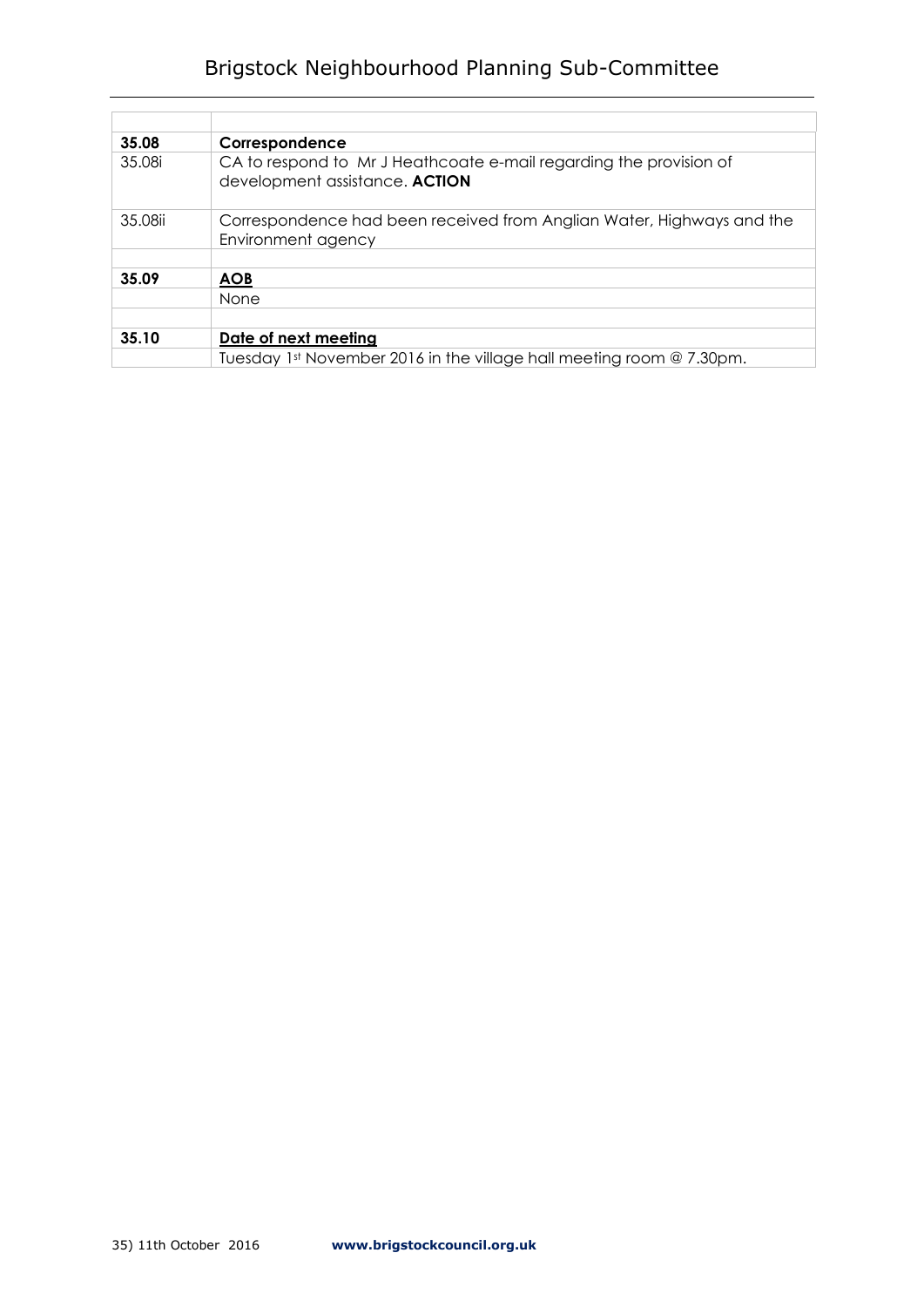| | |
|---|---|
| **35.08** | **Correspondence** |
| 35.08i | CA to respond to Mr J Heathcoate e-mail regarding the provision of development assistance. **ACTION** |
| 35.08ii | Correspondence had been received from Anglian Water, Highways and the Environment agency |
| | |
| **35.09** | **AOB** |
| | None |
| | |
| **35.10** | **Date of next meeting** |
| | Tuesday 1st November 2016 in the village hall meeting room @ 7.30pm. |